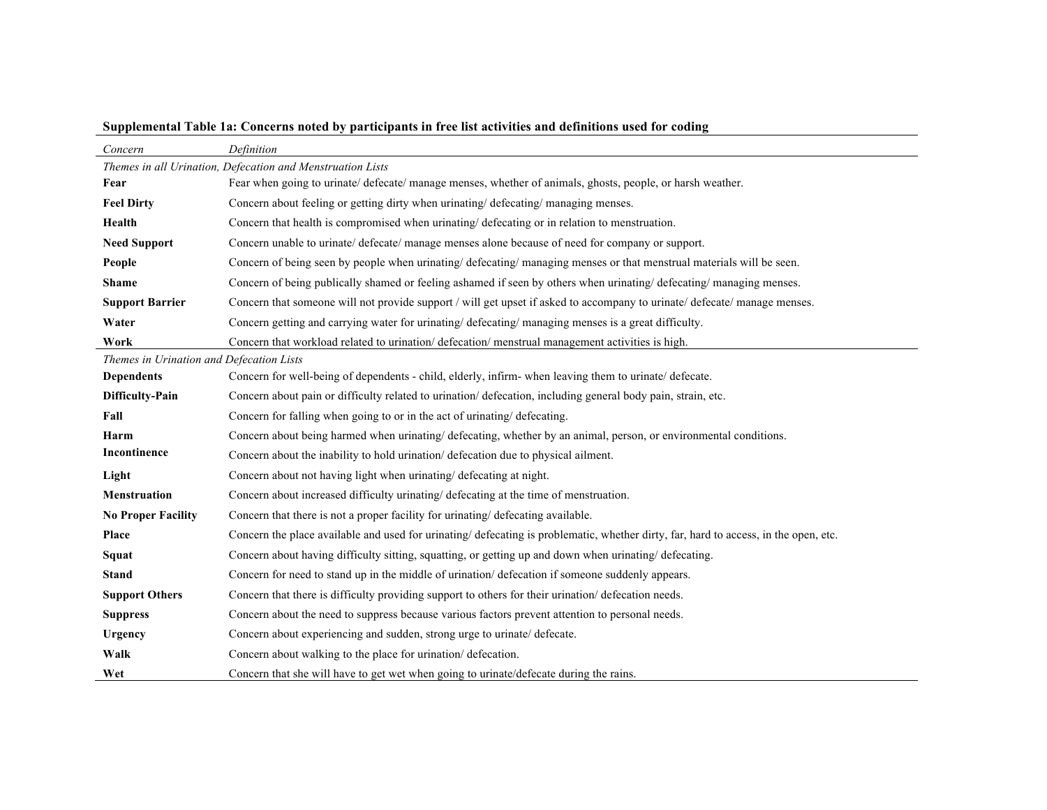**Supplemental Table 1a: Concerns noted by participants in free list activities and definitions used for coding**

| *Concern* | *Definition* |
|---|---|
| *Themes in all Urination, Defecation and Menstruation Lists* | |
| **Fear** | Fear when going to urinate/ defecate/ manage menses, whether of animals, ghosts, people, or harsh weather. |
| **Feel Dirty** | Concern about feeling or getting dirty when urinating/ defecating/ managing menses. |
| **Health** | Concern that health is compromised when urinating/ defecating or in relation to menstruation. |
| **Need Support** | Concern unable to urinate/ defecate/ manage menses alone because of need for company or support. |
| **People** | Concern of being seen by people when urinating/ defecating/ managing menses or that menstrual materials will be seen. |
| **Shame** | Concern of being publically shamed or feeling ashamed if seen by others when urinating/ defecating/ managing menses. |
| **Support Barrier** | Concern that someone will not provide support / will get upset if asked to accompany to urinate/ defecate/ manage menses. |
| **Water** | Concern getting and carrying water for urinating/ defecating/ managing menses is a great difficulty. |
| **Work** | Concern that workload related to urination/ defecation/ menstrual management activities is high. |
| *Themes in Urination and Defecation Lists* | |
| **Dependents** | Concern for well-being of dependents - child, elderly, infirm- when leaving them to urinate/ defecate. |
| **Difficulty-Pain** | Concern about pain or difficulty related to urination/ defecation, including general body pain, strain, etc. |
| **Fall** | Concern for falling when going to or in the act of urinating/ defecating. |
| **Harm** | Concern about being harmed when urinating/ defecating, whether by an animal, person, or environmental conditions. |
| **Incontinence** | Concern about the inability to hold urination/ defecation due to physical ailment. |
| **Light** | Concern about not having light when urinating/ defecating at night. |
| **Menstruation** | Concern about increased difficulty urinating/ defecating at the time of menstruation. |
| **No Proper Facility** | Concern that there is not a proper facility for urinating/ defecating available. |
| **Place** | Concern the place available and used for urinating/ defecating is problematic, whether dirty, far, hard to access, in the open, etc. |
| **Squat** | Concern about having difficulty sitting, squatting, or getting up and down when urinating/ defecating. |
| **Stand** | Concern for need to stand up in the middle of urination/ defecation if someone suddenly appears. |
| **Support Others** | Concern that there is difficulty providing support to others for their urination/ defecation needs. |
| **Suppress** | Concern about the need to suppress because various factors prevent attention to personal needs. |
| **Urgency** | Concern about experiencing and sudden, strong urge to urinate/ defecate. |
| **Walk** | Concern about walking to the place for urination/ defecation. |
| **Wet** | Concern that she will have to get wet when going to urinate/defecate during the rains. |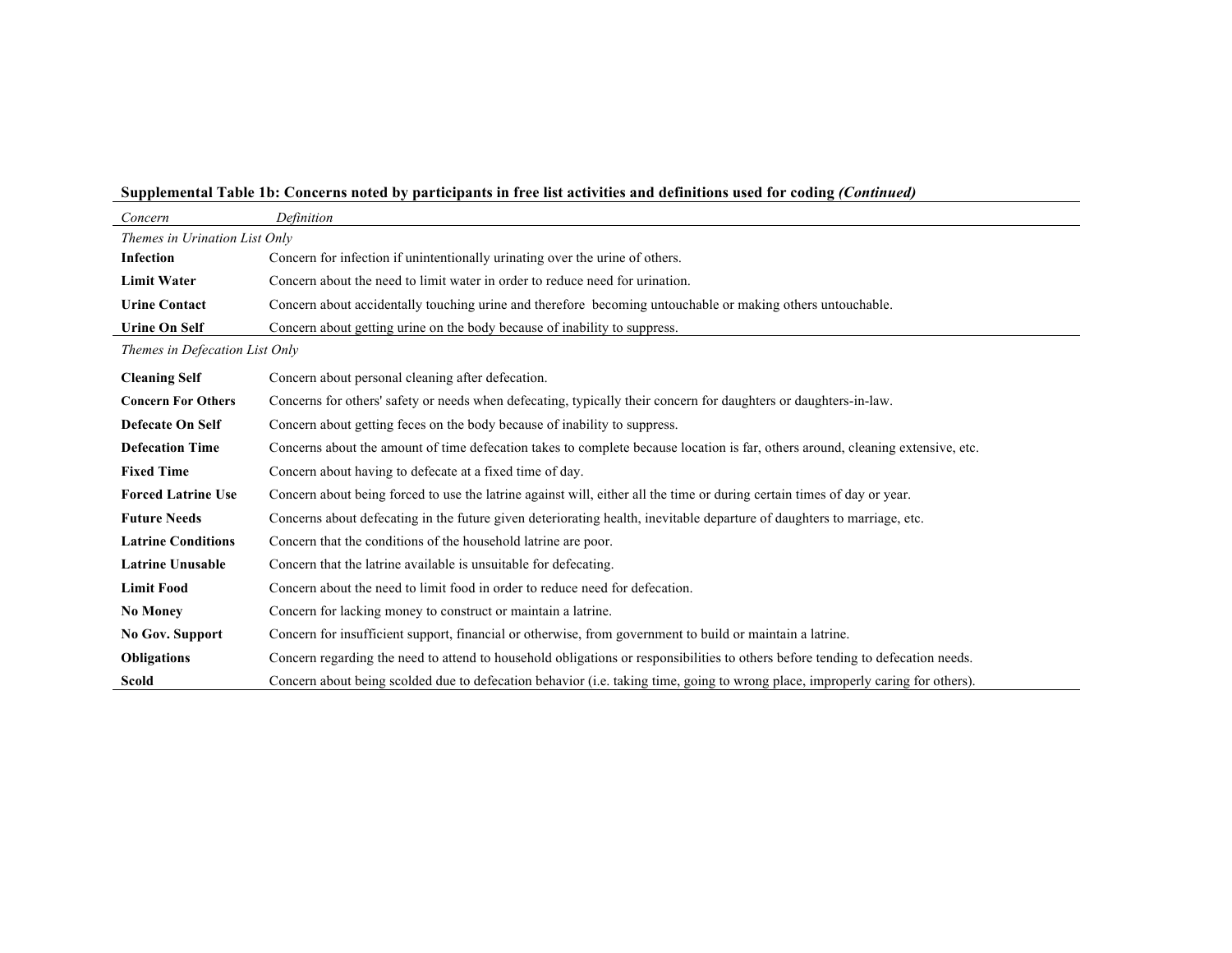**Supplemental Table 1b: Concerns noted by participants in free list activities and definitions used for coding *(Continued)***

| *Concern* | *Definition* |
|---|---|
| *Themes in Urination List Only* | |
| **Infection** | Concern for infection if unintentionally urinating over the urine of others. |
| **Limit Water** | Concern about the need to limit water in order to reduce need for urination. |
| **Urine Contact** | Concern about accidentally touching urine and therefore becoming untouchable or making others untouchable. |
| **Urine On Self** | Concern about getting urine on the body because of inability to suppress. |
| *Themes in Defecation List Only* | |
| **Cleaning Self** | Concern about personal cleaning after defecation. |
| **Concern For Others** | Concerns for others' safety or needs when defecating, typically their concern for daughters or daughters-in-law. |
| **Defecate On Self** | Concern about getting feces on the body because of inability to suppress. |
| **Defecation Time** | Concerns about the amount of time defecation takes to complete because location is far, others around, cleaning extensive, etc. |
| **Fixed Time** | Concern about having to defecate at a fixed time of day. |
| **Forced Latrine Use** | Concern about being forced to use the latrine against will, either all the time or during certain times of day or year. |
| **Future Needs** | Concerns about defecating in the future given deteriorating health, inevitable departure of daughters to marriage, etc. |
| **Latrine Conditions** | Concern that the conditions of the household latrine are poor. |
| **Latrine Unusable** | Concern that the latrine available is unsuitable for defecating. |
| **Limit Food** | Concern about the need to limit food in order to reduce need for defecation. |
| **No Money** | Concern for lacking money to construct or maintain a latrine. |
| **No Gov. Support** | Concern for insufficient support, financial or otherwise, from government to build or maintain a latrine. |
| **Obligations** | Concern regarding the need to attend to household obligations or responsibilities to others before tending to defecation needs. |
| **Scold** | Concern about being scolded due to defecation behavior (i.e. taking time, going to wrong place, improperly caring for others). |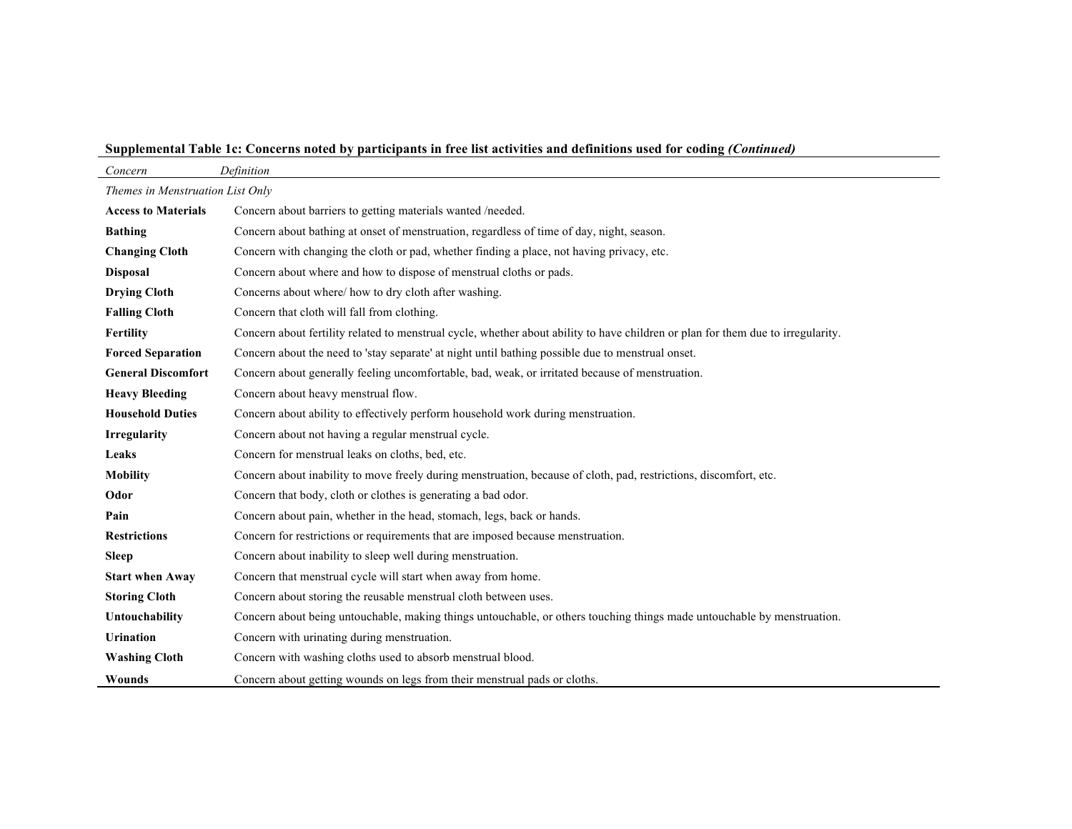**Supplemental Table 1c: Concerns noted by participants in free list activities and definitions used for coding *(Continued)***

| *Concern* | *Definition* |
|---|---|
| *Themes in Menstruation List Only* | |
| **Access to Materials** | Concern about barriers to getting materials wanted /needed. |
| **Bathing** | Concern about bathing at onset of menstruation, regardless of time of day, night, season. |
| **Changing Cloth** | Concern with changing the cloth or pad, whether finding a place, not having privacy, etc. |
| **Disposal** | Concern about where and how to dispose of menstrual cloths or pads. |
| **Drying Cloth** | Concerns about where/ how to dry cloth after washing. |
| **Falling Cloth** | Concern that cloth will fall from clothing. |
| **Fertility** | Concern about fertility related to menstrual cycle, whether about ability to have children or plan for them due to irregularity. |
| **Forced Separation** | Concern about the need to 'stay separate' at night until bathing possible due to menstrual onset. |
| **General Discomfort** | Concern about generally feeling uncomfortable, bad, weak, or irritated because of menstruation. |
| **Heavy Bleeding** | Concern about heavy menstrual flow. |
| **Household Duties** | Concern about ability to effectively perform household work during menstruation. |
| **Irregularity** | Concern about not having a regular menstrual cycle. |
| **Leaks** | Concern for menstrual leaks on cloths, bed, etc. |
| **Mobility** | Concern about inability to move freely during menstruation, because of cloth, pad, restrictions, discomfort, etc. |
| **Odor** | Concern that body, cloth or clothes is generating a bad odor. |
| **Pain** | Concern about pain, whether in the head, stomach, legs, back or hands. |
| **Restrictions** | Concern for restrictions or requirements that are imposed because menstruation. |
| **Sleep** | Concern about inability to sleep well during menstruation. |
| **Start when Away** | Concern that menstrual cycle will start when away from home. |
| **Storing Cloth** | Concern about storing the reusable menstrual cloth between uses. |
| **Untouchability** | Concern about being untouchable, making things untouchable, or others touching things made untouchable by menstruation. |
| **Urination** | Concern with urinating during menstruation. |
| **Washing Cloth** | Concern with washing cloths used to absorb menstrual blood. |
| **Wounds** | Concern about getting wounds on legs from their menstrual pads or cloths. |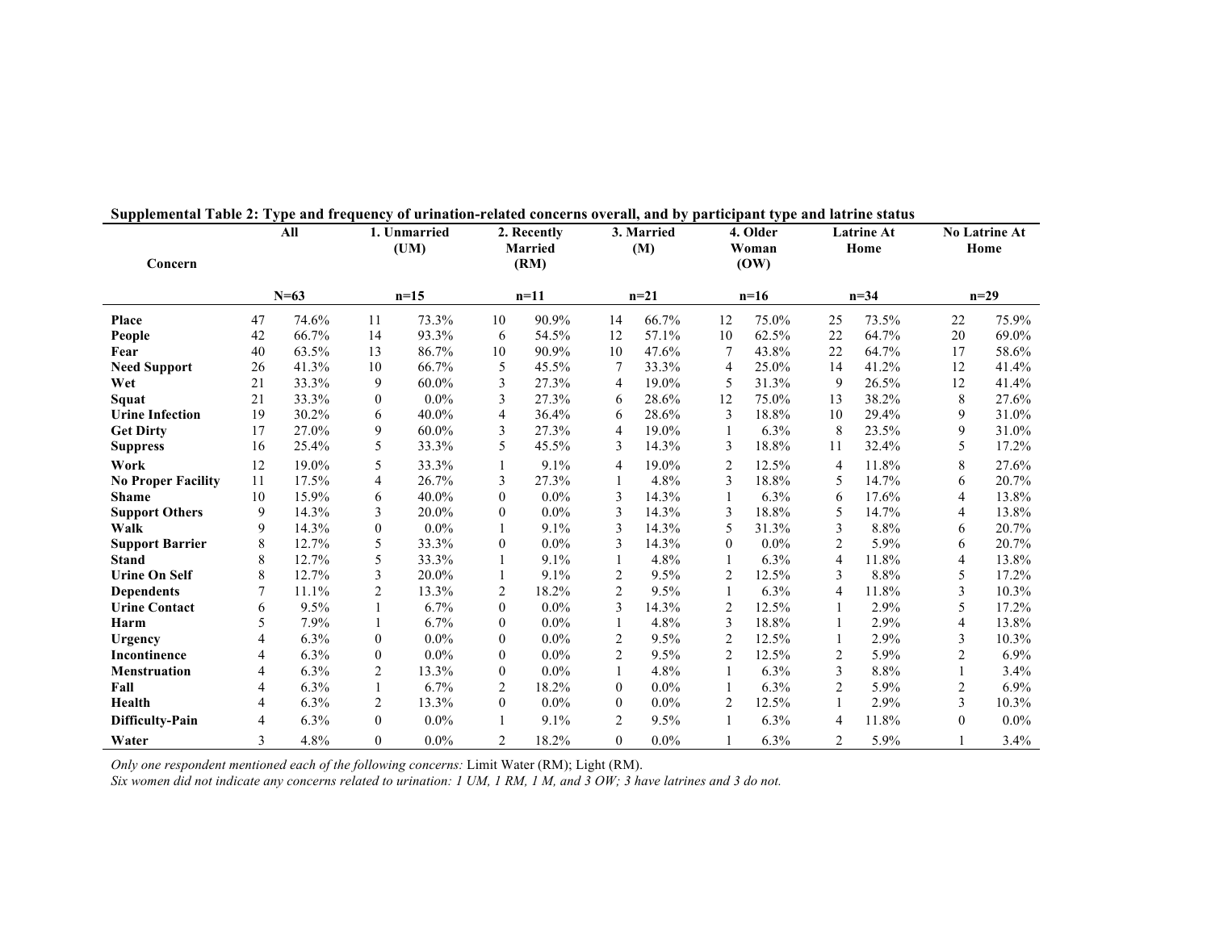**Supplemental Table 2: Type and frequency of urination-related concerns overall, and by participant type and latrine status**

| Concern | All | | 1. Unmarried (UM) | | 2. Recently Married (RM) | | 3. Married (M) | | 4. Older Woman (OW) | | Latrine At Home | | No Latrine At Home | |
|---|---|---|---|---|---|---|---|---|---|---|---|---|---|---|
| | N=63 | | n=15 | | n=11 | | n=21 | | n=16 | | n=34 | | n=29 | |
| **Place** | 47 | 74.6% | 11 | 73.3% | 10 | 90.9% | 14 | 66.7% | 12 | 75.0% | 25 | 73.5% | 22 | 75.9% |
| **People** | 42 | 66.7% | 14 | 93.3% | 6 | 54.5% | 12 | 57.1% | 10 | 62.5% | 22 | 64.7% | 20 | 69.0% |
| **Fear** | 40 | 63.5% | 13 | 86.7% | 10 | 90.9% | 10 | 47.6% | 7 | 43.8% | 22 | 64.7% | 17 | 58.6% |
| **Need Support** | 26 | 41.3% | 10 | 66.7% | 5 | 45.5% | 7 | 33.3% | 4 | 25.0% | 14 | 41.2% | 12 | 41.4% |
| **Wet** | 21 | 33.3% | 9 | 60.0% | 3 | 27.3% | 4 | 19.0% | 5 | 31.3% | 9 | 26.5% | 12 | 41.4% |
| **Squat** | 21 | 33.3% | 0 | 0.0% | 3 | 27.3% | 6 | 28.6% | 12 | 75.0% | 13 | 38.2% | 8 | 27.6% |
| **Urine Infection** | 19 | 30.2% | 6 | 40.0% | 4 | 36.4% | 6 | 28.6% | 3 | 18.8% | 10 | 29.4% | 9 | 31.0% |
| **Get Dirty** | 17 | 27.0% | 9 | 60.0% | 3 | 27.3% | 4 | 19.0% | 1 | 6.3% | 8 | 23.5% | 9 | 31.0% |
| **Suppress** | 16 | 25.4% | 5 | 33.3% | 5 | 45.5% | 3 | 14.3% | 3 | 18.8% | 11 | 32.4% | 5 | 17.2% |
| **Work** | 12 | 19.0% | 5 | 33.3% | 1 | 9.1% | 4 | 19.0% | 2 | 12.5% | 4 | 11.8% | 8 | 27.6% |
| **No Proper Facility** | 11 | 17.5% | 4 | 26.7% | 3 | 27.3% | 1 | 4.8% | 3 | 18.8% | 5 | 14.7% | 6 | 20.7% |
| **Shame** | 10 | 15.9% | 6 | 40.0% | 0 | 0.0% | 3 | 14.3% | 1 | 6.3% | 6 | 17.6% | 4 | 13.8% |
| **Support Others** | 9 | 14.3% | 3 | 20.0% | 0 | 0.0% | 3 | 14.3% | 3 | 18.8% | 5 | 14.7% | 4 | 13.8% |
| **Walk** | 9 | 14.3% | 0 | 0.0% | 1 | 9.1% | 3 | 14.3% | 5 | 31.3% | 3 | 8.8% | 6 | 20.7% |
| **Support Barrier** | 8 | 12.7% | 5 | 33.3% | 0 | 0.0% | 3 | 14.3% | 0 | 0.0% | 2 | 5.9% | 6 | 20.7% |
| **Stand** | 8 | 12.7% | 5 | 33.3% | 1 | 9.1% | 1 | 4.8% | 1 | 6.3% | 4 | 11.8% | 4 | 13.8% |
| **Urine On Self** | 8 | 12.7% | 3 | 20.0% | 1 | 9.1% | 2 | 9.5% | 2 | 12.5% | 3 | 8.8% | 5 | 17.2% |
| **Dependents** | 7 | 11.1% | 2 | 13.3% | 2 | 18.2% | 2 | 9.5% | 1 | 6.3% | 4 | 11.8% | 3 | 10.3% |
| **Urine Contact** | 6 | 9.5% | 1 | 6.7% | 0 | 0.0% | 3 | 14.3% | 2 | 12.5% | 1 | 2.9% | 5 | 17.2% |
| **Harm** | 5 | 7.9% | 1 | 6.7% | 0 | 0.0% | 1 | 4.8% | 3 | 18.8% | 1 | 2.9% | 4 | 13.8% |
| **Urgency** | 4 | 6.3% | 0 | 0.0% | 0 | 0.0% | 2 | 9.5% | 2 | 12.5% | 1 | 2.9% | 3 | 10.3% |
| **Incontinence** | 4 | 6.3% | 0 | 0.0% | 0 | 0.0% | 2 | 9.5% | 2 | 12.5% | 2 | 5.9% | 2 | 6.9% |
| **Menstruation** | 4 | 6.3% | 2 | 13.3% | 0 | 0.0% | 1 | 4.8% | 1 | 6.3% | 3 | 8.8% | 1 | 3.4% |
| **Fall** | 4 | 6.3% | 1 | 6.7% | 2 | 18.2% | 0 | 0.0% | 1 | 6.3% | 2 | 5.9% | 2 | 6.9% |
| **Health** | 4 | 6.3% | 2 | 13.3% | 0 | 0.0% | 0 | 0.0% | 2 | 12.5% | 1 | 2.9% | 3 | 10.3% |
| **Difficulty-Pain** | 4 | 6.3% | 0 | 0.0% | 1 | 9.1% | 2 | 9.5% | 1 | 6.3% | 4 | 11.8% | 0 | 0.0% |
| **Water** | 3 | 4.8% | 0 | 0.0% | 2 | 18.2% | 0 | 0.0% | 1 | 6.3% | 2 | 5.9% | 1 | 3.4% |

*Only one respondent mentioned each of the following concerns:* Limit Water (RM); Light (RM).

*Six women did not indicate any concerns related to urination: 1 UM, 1 RM, 1 M, and 3 OW; 3 have latrines and 3 do not.*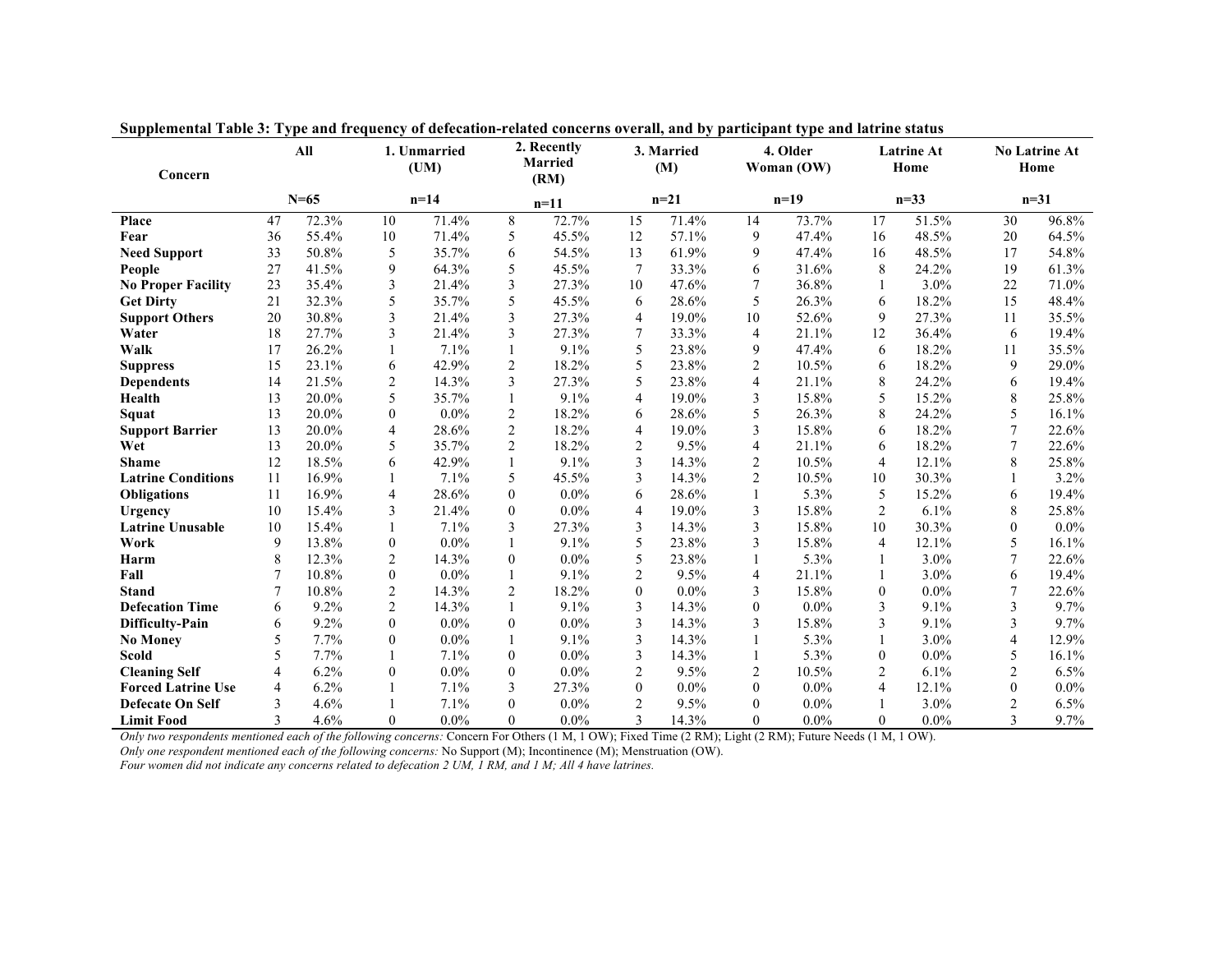**Supplemental Table 3: Type and frequency of defecation-related concerns overall, and by participant type and latrine status**

| Concern | All | | 1. Unmarried (UM) | | 2. Recently Married (RM) | | 3. Married (M) | | 4. Older Woman (OW) | | Latrine At Home | | No Latrine At Home | |
|---|---|---|---|---|---|---|---|---|---|---|---|---|---|---|
| | N=65 | | n=14 | | n=11 | | n=21 | | n=19 | | n=33 | | n=31 | |
| **Place** | 47 | 72.3% | 10 | 71.4% | 8 | 72.7% | 15 | 71.4% | 14 | 73.7% | 17 | 51.5% | 30 | 96.8% |
| **Fear** | 36 | 55.4% | 10 | 71.4% | 5 | 45.5% | 12 | 57.1% | 9 | 47.4% | 16 | 48.5% | 20 | 64.5% |
| **Need Support** | 33 | 50.8% | 5 | 35.7% | 6 | 54.5% | 13 | 61.9% | 9 | 47.4% | 16 | 48.5% | 17 | 54.8% |
| **People** | 27 | 41.5% | 9 | 64.3% | 5 | 45.5% | 7 | 33.3% | 6 | 31.6% | 8 | 24.2% | 19 | 61.3% |
| **No Proper Facility** | 23 | 35.4% | 3 | 21.4% | 3 | 27.3% | 10 | 47.6% | 7 | 36.8% | 1 | 3.0% | 22 | 71.0% |
| **Get Dirty** | 21 | 32.3% | 5 | 35.7% | 5 | 45.5% | 6 | 28.6% | 5 | 26.3% | 6 | 18.2% | 15 | 48.4% |
| **Support Others** | 20 | 30.8% | 3 | 21.4% | 3 | 27.3% | 4 | 19.0% | 10 | 52.6% | 9 | 27.3% | 11 | 35.5% |
| **Water** | 18 | 27.7% | 3 | 21.4% | 3 | 27.3% | 7 | 33.3% | 4 | 21.1% | 12 | 36.4% | 6 | 19.4% |
| **Walk** | 17 | 26.2% | 1 | 7.1% | 1 | 9.1% | 5 | 23.8% | 9 | 47.4% | 6 | 18.2% | 11 | 35.5% |
| **Suppress** | 15 | 23.1% | 6 | 42.9% | 2 | 18.2% | 5 | 23.8% | 2 | 10.5% | 6 | 18.2% | 9 | 29.0% |
| **Dependents** | 14 | 21.5% | 2 | 14.3% | 3 | 27.3% | 5 | 23.8% | 4 | 21.1% | 8 | 24.2% | 6 | 19.4% |
| **Health** | 13 | 20.0% | 5 | 35.7% | 1 | 9.1% | 4 | 19.0% | 3 | 15.8% | 5 | 15.2% | 8 | 25.8% |
| **Squat** | 13 | 20.0% | 0 | 0.0% | 2 | 18.2% | 6 | 28.6% | 5 | 26.3% | 8 | 24.2% | 5 | 16.1% |
| **Support Barrier** | 13 | 20.0% | 4 | 28.6% | 2 | 18.2% | 4 | 19.0% | 3 | 15.8% | 6 | 18.2% | 7 | 22.6% |
| **Wet** | 13 | 20.0% | 5 | 35.7% | 2 | 18.2% | 2 | 9.5% | 4 | 21.1% | 6 | 18.2% | 7 | 22.6% |
| **Shame** | 12 | 18.5% | 6 | 42.9% | 1 | 9.1% | 3 | 14.3% | 2 | 10.5% | 4 | 12.1% | 8 | 25.8% |
| **Latrine Conditions** | 11 | 16.9% | 1 | 7.1% | 5 | 45.5% | 3 | 14.3% | 2 | 10.5% | 10 | 30.3% | 1 | 3.2% |
| **Obligations** | 11 | 16.9% | 4 | 28.6% | 0 | 0.0% | 6 | 28.6% | 1 | 5.3% | 5 | 15.2% | 6 | 19.4% |
| **Urgency** | 10 | 15.4% | 3 | 21.4% | 0 | 0.0% | 4 | 19.0% | 3 | 15.8% | 2 | 6.1% | 8 | 25.8% |
| **Latrine Unusable** | 10 | 15.4% | 1 | 7.1% | 3 | 27.3% | 3 | 14.3% | 3 | 15.8% | 10 | 30.3% | 0 | 0.0% |
| **Work** | 9 | 13.8% | 0 | 0.0% | 1 | 9.1% | 5 | 23.8% | 3 | 15.8% | 4 | 12.1% | 5 | 16.1% |
| **Harm** | 8 | 12.3% | 2 | 14.3% | 0 | 0.0% | 5 | 23.8% | 1 | 5.3% | 1 | 3.0% | 7 | 22.6% |
| **Fall** | 7 | 10.8% | 0 | 0.0% | 1 | 9.1% | 2 | 9.5% | 4 | 21.1% | 1 | 3.0% | 6 | 19.4% |
| **Stand** | 7 | 10.8% | 2 | 14.3% | 2 | 18.2% | 0 | 0.0% | 3 | 15.8% | 0 | 0.0% | 7 | 22.6% |
| **Defecation Time** | 6 | 9.2% | 2 | 14.3% | 1 | 9.1% | 3 | 14.3% | 0 | 0.0% | 3 | 9.1% | 3 | 9.7% |
| **Difficulty-Pain** | 6 | 9.2% | 0 | 0.0% | 0 | 0.0% | 3 | 14.3% | 3 | 15.8% | 3 | 9.1% | 3 | 9.7% |
| **No Money** | 5 | 7.7% | 0 | 0.0% | 1 | 9.1% | 3 | 14.3% | 1 | 5.3% | 1 | 3.0% | 4 | 12.9% |
| **Scold** | 5 | 7.7% | 1 | 7.1% | 0 | 0.0% | 3 | 14.3% | 1 | 5.3% | 0 | 0.0% | 5 | 16.1% |
| **Cleaning Self** | 4 | 6.2% | 0 | 0.0% | 0 | 0.0% | 2 | 9.5% | 2 | 10.5% | 2 | 6.1% | 2 | 6.5% |
| **Forced Latrine Use** | 4 | 6.2% | 1 | 7.1% | 3 | 27.3% | 0 | 0.0% | 0 | 0.0% | 4 | 12.1% | 0 | 0.0% |
| **Defecate On Self** | 3 | 4.6% | 1 | 7.1% | 0 | 0.0% | 2 | 9.5% | 0 | 0.0% | 1 | 3.0% | 2 | 6.5% |
| **Limit Food** | 3 | 4.6% | 0 | 0.0% | 0 | 0.0% | 3 | 14.3% | 0 | 0.0% | 0 | 0.0% | 3 | 9.7% |

*Only two respondents mentioned each of the following concerns:* Concern For Others (1 M, 1 OW); Fixed Time (2 RM); Light (2 RM); Future Needs (1 M, 1 OW).

*Only one respondent mentioned each of the following concerns:* No Support (M); Incontinence (M); Menstruation (OW).

*Four women did not indicate any concerns related to defecation 2 UM, 1 RM, and 1 M; All 4 have latrines.*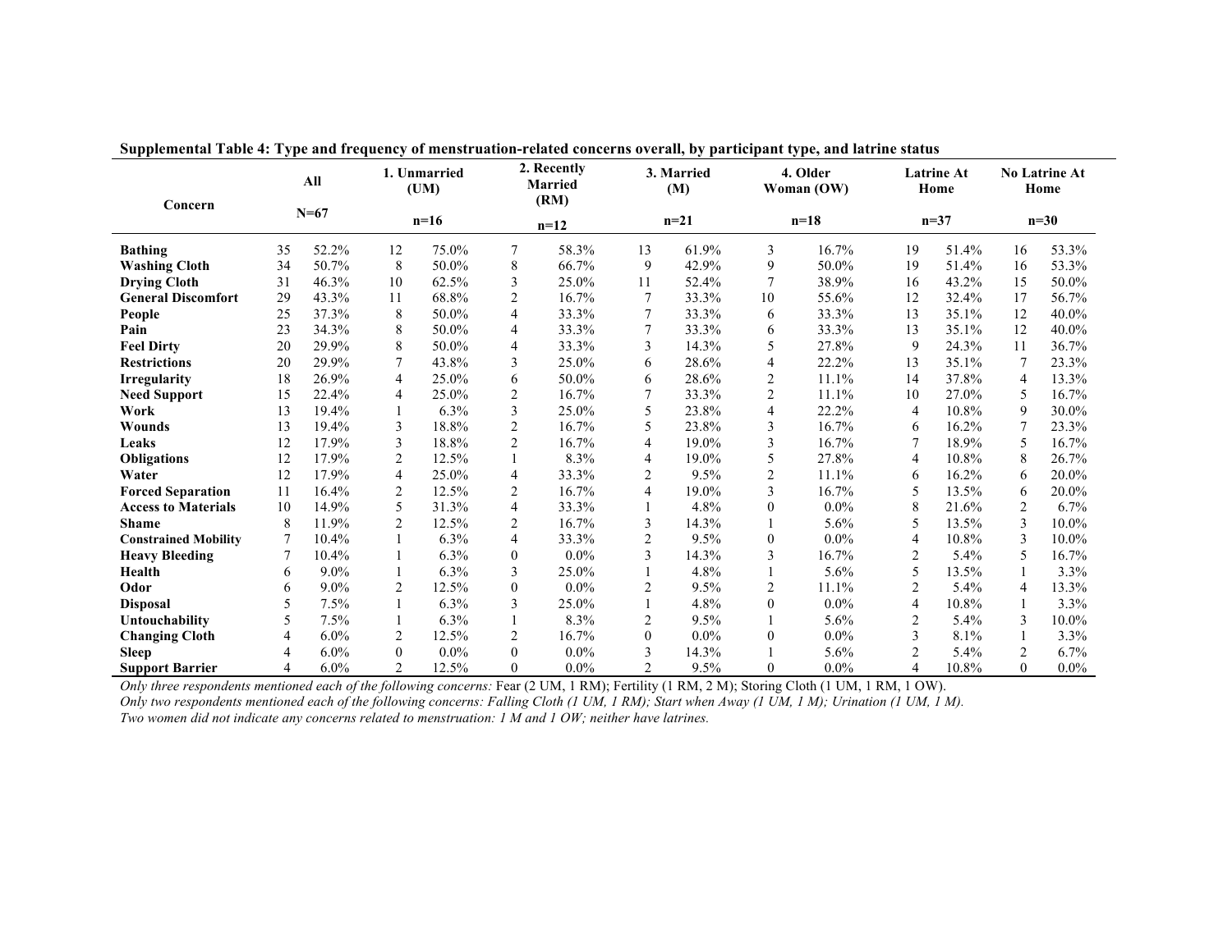**Supplemental Table 4: Type and frequency of menstruation-related concerns overall, by participant type, and latrine status**

| Concern | All | | 1. Unmarried (UM) | | 2. Recently Married (RM) | | 3. Married (M) | | 4. Older Woman (OW) | | Latrine At Home | | No Latrine At Home | |
|---|---|---|---|---|---|---|---|---|---|---|---|---|---|---|
| | N=67 | | n=16 | | n=12 | | n=21 | | n=18 | | n=37 | | n=30 | |
| **Bathing** | 35 | 52.2% | 12 | 75.0% | 7 | 58.3% | 13 | 61.9% | 3 | 16.7% | 19 | 51.4% | 16 | 53.3% |
| **Washing Cloth** | 34 | 50.7% | 8 | 50.0% | 8 | 66.7% | 9 | 42.9% | 9 | 50.0% | 19 | 51.4% | 16 | 53.3% |
| **Drying Cloth** | 31 | 46.3% | 10 | 62.5% | 3 | 25.0% | 11 | 52.4% | 7 | 38.9% | 16 | 43.2% | 15 | 50.0% |
| **General Discomfort** | 29 | 43.3% | 11 | 68.8% | 2 | 16.7% | 7 | 33.3% | 10 | 55.6% | 12 | 32.4% | 17 | 56.7% |
| **People** | 25 | 37.3% | 8 | 50.0% | 4 | 33.3% | 7 | 33.3% | 6 | 33.3% | 13 | 35.1% | 12 | 40.0% |
| **Pain** | 23 | 34.3% | 8 | 50.0% | 4 | 33.3% | 7 | 33.3% | 6 | 33.3% | 13 | 35.1% | 12 | 40.0% |
| **Feel Dirty** | 20 | 29.9% | 8 | 50.0% | 4 | 33.3% | 3 | 14.3% | 5 | 27.8% | 9 | 24.3% | 11 | 36.7% |
| **Restrictions** | 20 | 29.9% | 7 | 43.8% | 3 | 25.0% | 6 | 28.6% | 4 | 22.2% | 13 | 35.1% | 7 | 23.3% |
| **Irregularity** | 18 | 26.9% | 4 | 25.0% | 6 | 50.0% | 6 | 28.6% | 2 | 11.1% | 14 | 37.8% | 4 | 13.3% |
| **Need Support** | 15 | 22.4% | 4 | 25.0% | 2 | 16.7% | 7 | 33.3% | 2 | 11.1% | 10 | 27.0% | 5 | 16.7% |
| **Work** | 13 | 19.4% | 1 | 6.3% | 3 | 25.0% | 5 | 23.8% | 4 | 22.2% | 4 | 10.8% | 9 | 30.0% |
| **Wounds** | 13 | 19.4% | 3 | 18.8% | 2 | 16.7% | 5 | 23.8% | 3 | 16.7% | 6 | 16.2% | 7 | 23.3% |
| **Leaks** | 12 | 17.9% | 3 | 18.8% | 2 | 16.7% | 4 | 19.0% | 3 | 16.7% | 7 | 18.9% | 5 | 16.7% |
| **Obligations** | 12 | 17.9% | 2 | 12.5% | 1 | 8.3% | 4 | 19.0% | 5 | 27.8% | 4 | 10.8% | 8 | 26.7% |
| **Water** | 12 | 17.9% | 4 | 25.0% | 4 | 33.3% | 2 | 9.5% | 2 | 11.1% | 6 | 16.2% | 6 | 20.0% |
| **Forced Separation** | 11 | 16.4% | 2 | 12.5% | 2 | 16.7% | 4 | 19.0% | 3 | 16.7% | 5 | 13.5% | 6 | 20.0% |
| **Access to Materials** | 10 | 14.9% | 5 | 31.3% | 4 | 33.3% | 1 | 4.8% | 0 | 0.0% | 8 | 21.6% | 2 | 6.7% |
| **Shame** | 8 | 11.9% | 2 | 12.5% | 2 | 16.7% | 3 | 14.3% | 1 | 5.6% | 5 | 13.5% | 3 | 10.0% |
| **Constrained Mobility** | 7 | 10.4% | 1 | 6.3% | 4 | 33.3% | 2 | 9.5% | 0 | 0.0% | 4 | 10.8% | 3 | 10.0% |
| **Heavy Bleeding** | 7 | 10.4% | 1 | 6.3% | 0 | 0.0% | 3 | 14.3% | 3 | 16.7% | 2 | 5.4% | 5 | 16.7% |
| **Health** | 6 | 9.0% | 1 | 6.3% | 3 | 25.0% | 1 | 4.8% | 1 | 5.6% | 5 | 13.5% | 1 | 3.3% |
| **Odor** | 6 | 9.0% | 2 | 12.5% | 0 | 0.0% | 2 | 9.5% | 2 | 11.1% | 2 | 5.4% | 4 | 13.3% |
| **Disposal** | 5 | 7.5% | 1 | 6.3% | 3 | 25.0% | 1 | 4.8% | 0 | 0.0% | 4 | 10.8% | 1 | 3.3% |
| **Untouchability** | 5 | 7.5% | 1 | 6.3% | 1 | 8.3% | 2 | 9.5% | 1 | 5.6% | 2 | 5.4% | 3 | 10.0% |
| **Changing Cloth** | 4 | 6.0% | 2 | 12.5% | 2 | 16.7% | 0 | 0.0% | 0 | 0.0% | 3 | 8.1% | 1 | 3.3% |
| **Sleep** | 4 | 6.0% | 0 | 0.0% | 0 | 0.0% | 3 | 14.3% | 1 | 5.6% | 2 | 5.4% | 2 | 6.7% |
| **Support Barrier** | 4 | 6.0% | 2 | 12.5% | 0 | 0.0% | 2 | 9.5% | 0 | 0.0% | 4 | 10.8% | 0 | 0.0% |

*Only three respondents mentioned each of the following concerns:* Fear (2 UM, 1 RM); Fertility (1 RM, 2 M); Storing Cloth (1 UM, 1 RM, 1 OW).

*Only two respondents mentioned each of the following concerns: Falling Cloth (1 UM, 1 RM); Start when Away (1 UM, 1 M); Urination (1 UM, 1 M).*

*Two women did not indicate any concerns related to menstruation: 1 M and 1 OW; neither have latrines.*